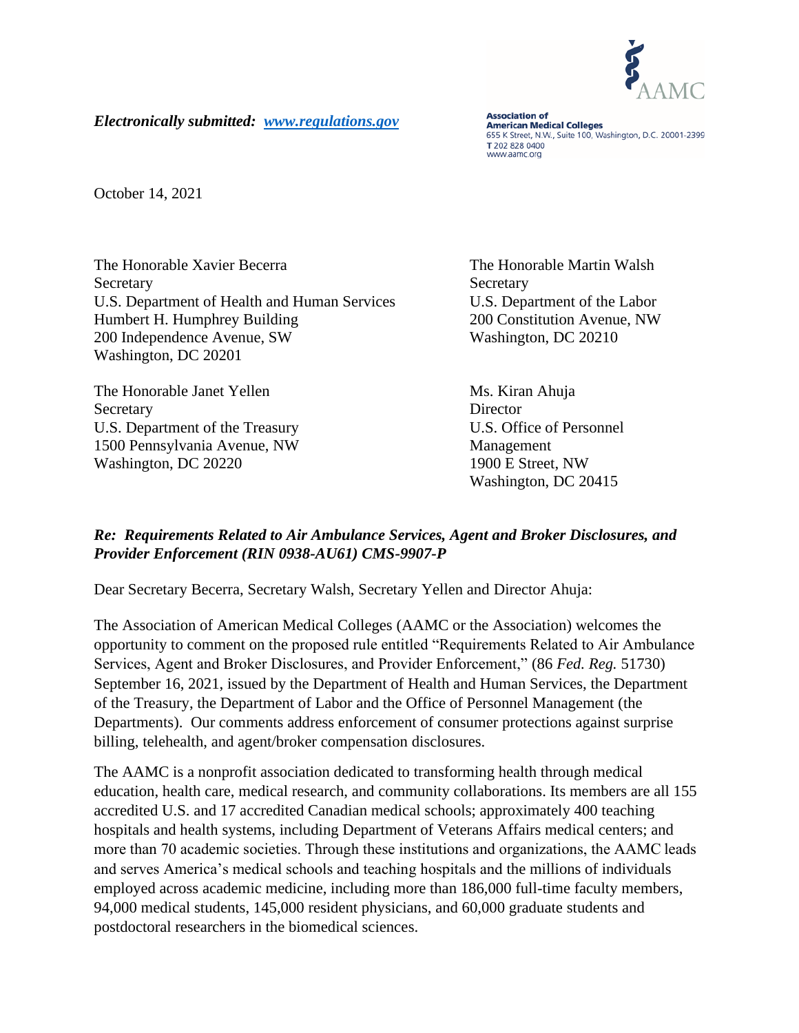**Association of American Medical Colleges**
655 K Street, N.W., Suite 100, Washington, D.C. 20001-2399
T 202 828 0400
www.aamc.org

***Electronically submitted: [www.regulations.gov](www.regulations.gov)***

October 14, 2021

The Honorable Xavier Becerra
Secretary
U.S. Department of Health and Human Services
Humbert H. Humphrey Building
200 Independence Avenue, SW
Washington, DC 20201

The Honorable Martin Walsh
Secretary
U.S. Department of the Labor
200 Constitution Avenue, NW
Washington, DC 20210

The Honorable Janet Yellen
Secretary
U.S. Department of the Treasury
1500 Pennsylvania Avenue, NW
Washington, DC 20220

Ms. Kiran Ahuja
Director
U.S. Office of Personnel Management
1900 E Street, NW
Washington, DC 20415

***Re: Requirements Related to Air Ambulance Services, Agent and Broker Disclosures, and Provider Enforcement (RIN 0938-AU61) CMS-9907-P***

Dear Secretary Becerra, Secretary Walsh, Secretary Yellen and Director Ahuja:

The Association of American Medical Colleges (AAMC or the Association) welcomes the opportunity to comment on the proposed rule entitled "Requirements Related to Air Ambulance Services, Agent and Broker Disclosures, and Provider Enforcement," (86 *Fed. Reg.* 51730) September 16, 2021, issued by the Department of Health and Human Services, the Department of the Treasury, the Department of Labor and the Office of Personnel Management (the Departments). Our comments address enforcement of consumer protections against surprise billing, telehealth, and agent/broker compensation disclosures.

The AAMC is a nonprofit association dedicated to transforming health through medical education, health care, medical research, and community collaborations. Its members are all 155 accredited U.S. and 17 accredited Canadian medical schools; approximately 400 teaching hospitals and health systems, including Department of Veterans Affairs medical centers; and more than 70 academic societies. Through these institutions and organizations, the AAMC leads and serves America's medical schools and teaching hospitals and the millions of individuals employed across academic medicine, including more than 186,000 full-time faculty members, 94,000 medical students, 145,000 resident physicians, and 60,000 graduate students and postdoctoral researchers in the biomedical sciences.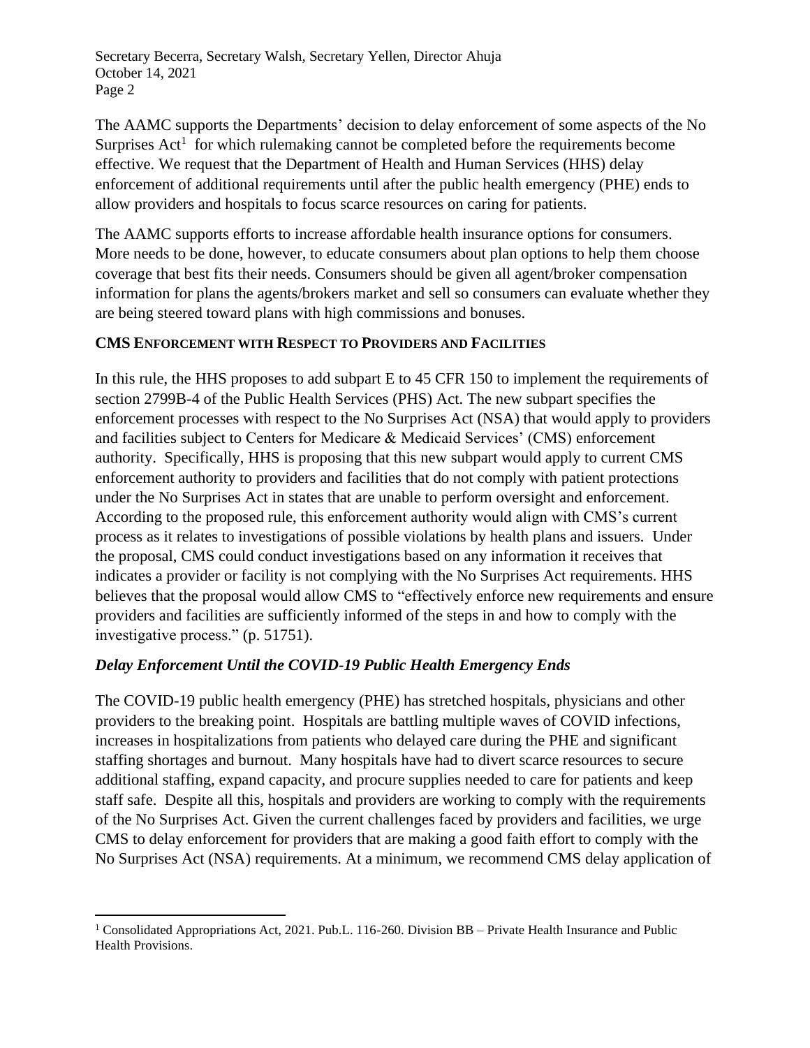The AAMC supports the Departments' decision to delay enforcement of some aspects of the No Surprises Act[1] for which rulemaking cannot be completed before the requirements become effective. We request that the Department of Health and Human Services (HHS) delay enforcement of additional requirements until after the public health emergency (PHE) ends to allow providers and hospitals to focus scarce resources on caring for patients.

The AAMC supports efforts to increase affordable health insurance options for consumers. More needs to be done, however, to educate consumers about plan options to help them choose coverage that best fits their needs. Consumers should be given all agent/broker compensation information for plans the agents/brokers market and sell so consumers can evaluate whether they are being steered toward plans with high commissions and bonuses.

## CMS Enforcement with Respect to Providers and Facilities

In this rule, the HHS proposes to add subpart E to 45 CFR 150 to implement the requirements of section 2799B-4 of the Public Health Services (PHS) Act. The new subpart specifies the enforcement processes with respect to the No Surprises Act (NSA) that would apply to providers and facilities subject to Centers for Medicare & Medicaid Services' (CMS) enforcement authority. Specifically, HHS is proposing that this new subpart would apply to current CMS enforcement authority to providers and facilities that do not comply with patient protections under the No Surprises Act in states that are unable to perform oversight and enforcement. According to the proposed rule, this enforcement authority would align with CMS's current process as it relates to investigations of possible violations by health plans and issuers. Under the proposal, CMS could conduct investigations based on any information it receives that indicates a provider or facility is not complying with the No Surprises Act requirements. HHS believes that the proposal would allow CMS to "effectively enforce new requirements and ensure providers and facilities are sufficiently informed of the steps in and how to comply with the investigative process." (p. 51751).

### *Delay Enforcement Until the COVID-19 Public Health Emergency Ends*

The COVID-19 public health emergency (PHE) has stretched hospitals, physicians and other providers to the breaking point. Hospitals are battling multiple waves of COVID infections, increases in hospitalizations from patients who delayed care during the PHE and significant staffing shortages and burnout. Many hospitals have had to divert scarce resources to secure additional staffing, expand capacity, and procure supplies needed to care for patients and keep staff safe. Despite all this, hospitals and providers are working to comply with the requirements of the No Surprises Act. Given the current challenges faced by providers and facilities, we urge CMS to delay enforcement for providers that are making a good faith effort to comply with the No Surprises Act (NSA) requirements. At a minimum, we recommend CMS delay application of

[1] Consolidated Appropriations Act, 2021. Pub.L. 116-260. Division BB – Private Health Insurance and Public Health Provisions.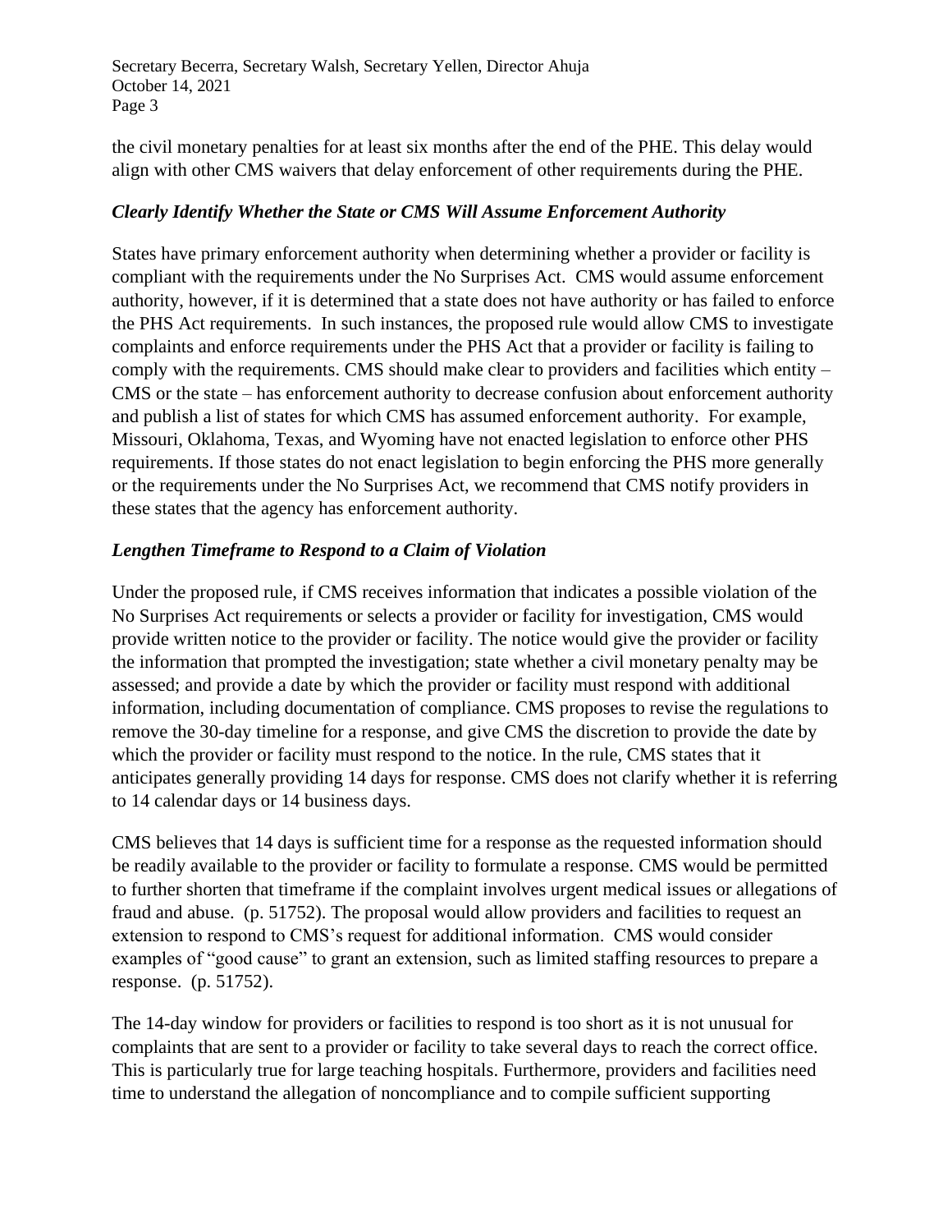the civil monetary penalties for at least six months after the end of the PHE. This delay would align with other CMS waivers that delay enforcement of other requirements during the PHE.

### *Clearly Identify Whether the State or CMS Will Assume Enforcement Authority*

States have primary enforcement authority when determining whether a provider or facility is compliant with the requirements under the No Surprises Act. CMS would assume enforcement authority, however, if it is determined that a state does not have authority or has failed to enforce the PHS Act requirements. In such instances, the proposed rule would allow CMS to investigate complaints and enforce requirements under the PHS Act that a provider or facility is failing to comply with the requirements. CMS should make clear to providers and facilities which entity – CMS or the state – has enforcement authority to decrease confusion about enforcement authority and publish a list of states for which CMS has assumed enforcement authority. For example, Missouri, Oklahoma, Texas, and Wyoming have not enacted legislation to enforce other PHS requirements. If those states do not enact legislation to begin enforcing the PHS more generally or the requirements under the No Surprises Act, we recommend that CMS notify providers in these states that the agency has enforcement authority.

### *Lengthen Timeframe to Respond to a Claim of Violation*

Under the proposed rule, if CMS receives information that indicates a possible violation of the No Surprises Act requirements or selects a provider or facility for investigation, CMS would provide written notice to the provider or facility. The notice would give the provider or facility the information that prompted the investigation; state whether a civil monetary penalty may be assessed; and provide a date by which the provider or facility must respond with additional information, including documentation of compliance. CMS proposes to revise the regulations to remove the 30-day timeline for a response, and give CMS the discretion to provide the date by which the provider or facility must respond to the notice. In the rule, CMS states that it anticipates generally providing 14 days for response. CMS does not clarify whether it is referring to 14 calendar days or 14 business days.

CMS believes that 14 days is sufficient time for a response as the requested information should be readily available to the provider or facility to formulate a response. CMS would be permitted to further shorten that timeframe if the complaint involves urgent medical issues or allegations of fraud and abuse. (p. 51752). The proposal would allow providers and facilities to request an extension to respond to CMS's request for additional information. CMS would consider examples of "good cause" to grant an extension, such as limited staffing resources to prepare a response. (p. 51752).

The 14-day window for providers or facilities to respond is too short as it is not unusual for complaints that are sent to a provider or facility to take several days to reach the correct office. This is particularly true for large teaching hospitals. Furthermore, providers and facilities need time to understand the allegation of noncompliance and to compile sufficient supporting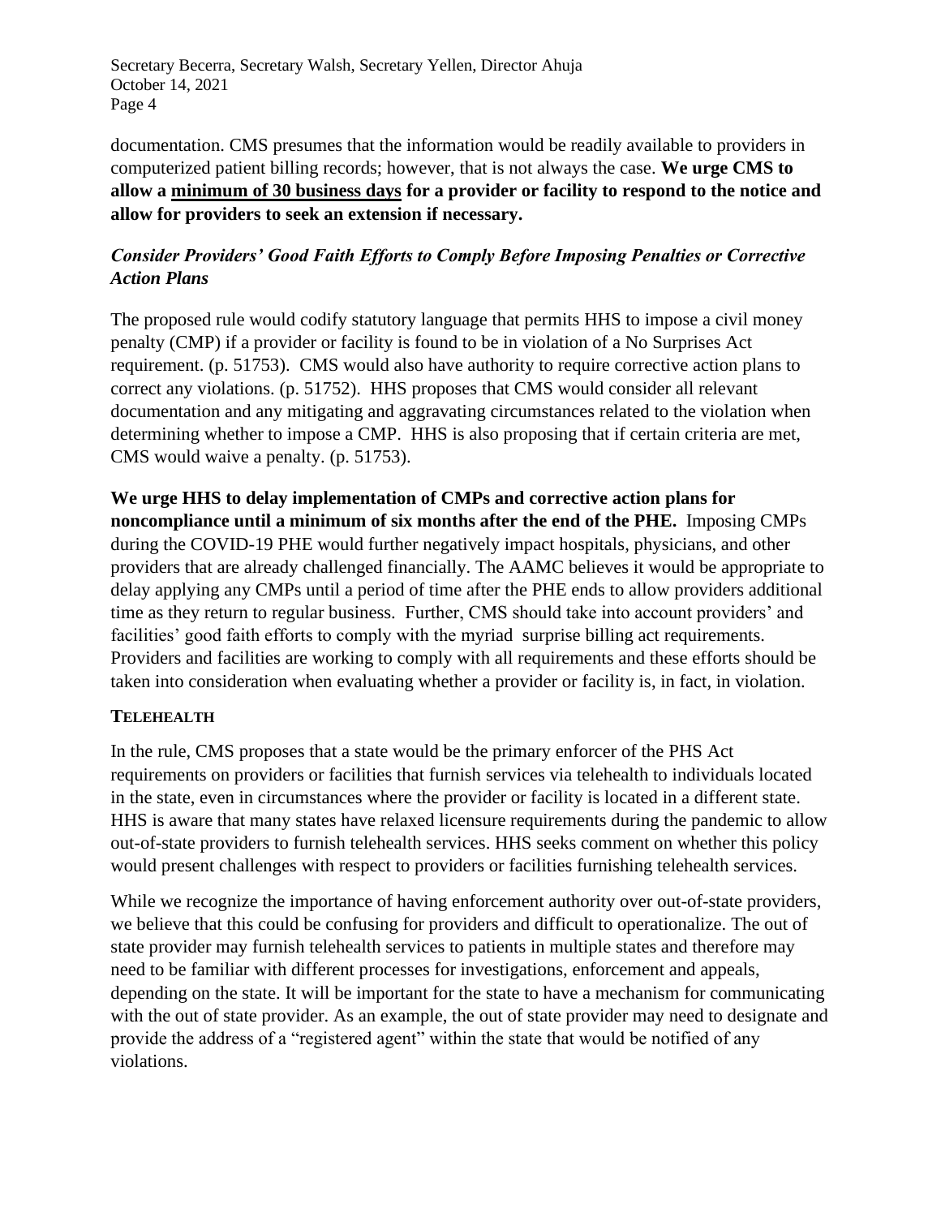documentation. CMS presumes that the information would be readily available to providers in computerized patient billing records; however, that is not always the case. **We urge CMS to allow a <u>minimum of 30 business days</u> for a provider or facility to respond to the notice and allow for providers to seek an extension if necessary.**

### *Consider Providers' Good Faith Efforts to Comply Before Imposing Penalties or Corrective Action Plans*

The proposed rule would codify statutory language that permits HHS to impose a civil money penalty (CMP) if a provider or facility is found to be in violation of a No Surprises Act requirement. (p. 51753). CMS would also have authority to require corrective action plans to correct any violations. (p. 51752). HHS proposes that CMS would consider all relevant documentation and any mitigating and aggravating circumstances related to the violation when determining whether to impose a CMP. HHS is also proposing that if certain criteria are met, CMS would waive a penalty. (p. 51753).

**We urge HHS to delay implementation of CMPs and corrective action plans for noncompliance until a minimum of six months after the end of the PHE.** Imposing CMPs during the COVID-19 PHE would further negatively impact hospitals, physicians, and other providers that are already challenged financially. The AAMC believes it would be appropriate to delay applying any CMPs until a period of time after the PHE ends to allow providers additional time as they return to regular business. Further, CMS should take into account providers' and facilities' good faith efforts to comply with the myriad surprise billing act requirements. Providers and facilities are working to comply with all requirements and these efforts should be taken into consideration when evaluating whether a provider or facility is, in fact, in violation.

## TELEHEALTH

In the rule, CMS proposes that a state would be the primary enforcer of the PHS Act requirements on providers or facilities that furnish services via telehealth to individuals located in the state, even in circumstances where the provider or facility is located in a different state. HHS is aware that many states have relaxed licensure requirements during the pandemic to allow out-of-state providers to furnish telehealth services. HHS seeks comment on whether this policy would present challenges with respect to providers or facilities furnishing telehealth services.

While we recognize the importance of having enforcement authority over out-of-state providers, we believe that this could be confusing for providers and difficult to operationalize. The out of state provider may furnish telehealth services to patients in multiple states and therefore may need to be familiar with different processes for investigations, enforcement and appeals, depending on the state. It will be important for the state to have a mechanism for communicating with the out of state provider. As an example, the out of state provider may need to designate and provide the address of a "registered agent" within the state that would be notified of any violations.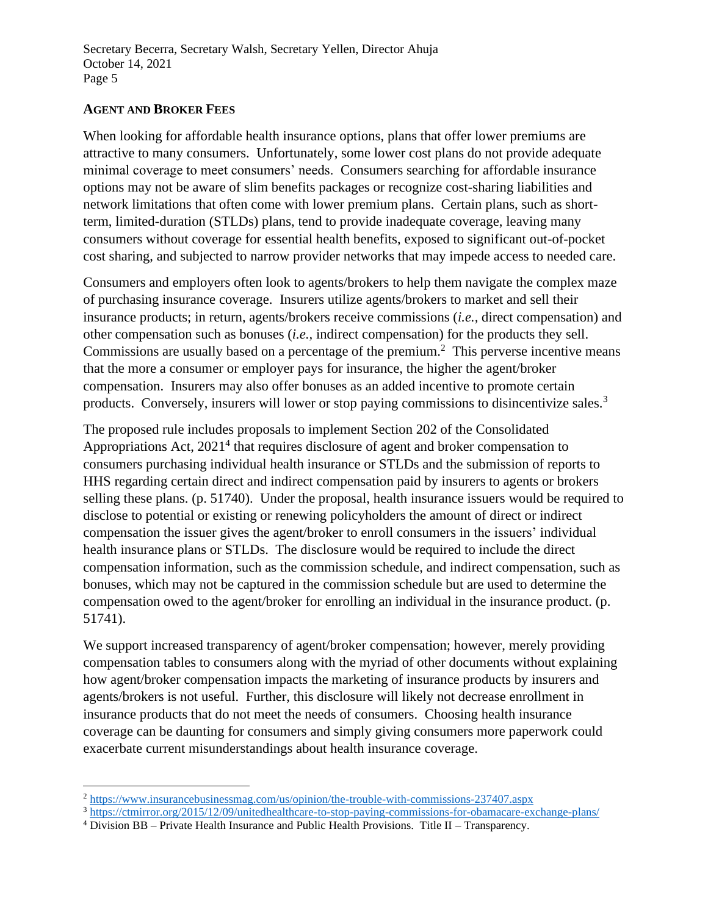## AGENT AND BROKER FEES

When looking for affordable health insurance options, plans that offer lower premiums are attractive to many consumers. Unfortunately, some lower cost plans do not provide adequate minimal coverage to meet consumers' needs. Consumers searching for affordable insurance options may not be aware of slim benefits packages or recognize cost-sharing liabilities and network limitations that often come with lower premium plans. Certain plans, such as short-term, limited-duration (STLDs) plans, tend to provide inadequate coverage, leaving many consumers without coverage for essential health benefits, exposed to significant out-of-pocket cost sharing, and subjected to narrow provider networks that may impede access to needed care.

Consumers and employers often look to agents/brokers to help them navigate the complex maze of purchasing insurance coverage. Insurers utilize agents/brokers to market and sell their insurance products; in return, agents/brokers receive commissions (*i.e.,* direct compensation) and other compensation such as bonuses (*i.e.,* indirect compensation) for the products they sell. Commissions are usually based on a percentage of the premium.[2] This perverse incentive means that the more a consumer or employer pays for insurance, the higher the agent/broker compensation. Insurers may also offer bonuses as an added incentive to promote certain products. Conversely, insurers will lower or stop paying commissions to disincentivize sales.[3]

The proposed rule includes proposals to implement Section 202 of the Consolidated Appropriations Act, 2021[4] that requires disclosure of agent and broker compensation to consumers purchasing individual health insurance or STLDs and the submission of reports to HHS regarding certain direct and indirect compensation paid by insurers to agents or brokers selling these plans. (p. 51740). Under the proposal, health insurance issuers would be required to disclose to potential or existing or renewing policyholders the amount of direct or indirect compensation the issuer gives the agent/broker to enroll consumers in the issuers' individual health insurance plans or STLDs. The disclosure would be required to include the direct compensation information, such as the commission schedule, and indirect compensation, such as bonuses, which may not be captured in the commission schedule but are used to determine the compensation owed to the agent/broker for enrolling an individual in the insurance product. (p. 51741).

We support increased transparency of agent/broker compensation; however, merely providing compensation tables to consumers along with the myriad of other documents without explaining how agent/broker compensation impacts the marketing of insurance products by insurers and agents/brokers is not useful. Further, this disclosure will likely not decrease enrollment in insurance products that do not meet the needs of consumers. Choosing health insurance coverage can be daunting for consumers and simply giving consumers more paperwork could exacerbate current misunderstandings about health insurance coverage.

---

[2] https://www.insurancebusinessmag.com/us/opinion/the-trouble-with-commissions-237407.aspx

[3] https://ctmirror.org/2015/12/09/unitedhealthcare-to-stop-paying-commissions-for-obamacare-exchange-plans/

[4] Division BB – Private Health Insurance and Public Health Provisions. Title II – Transparency.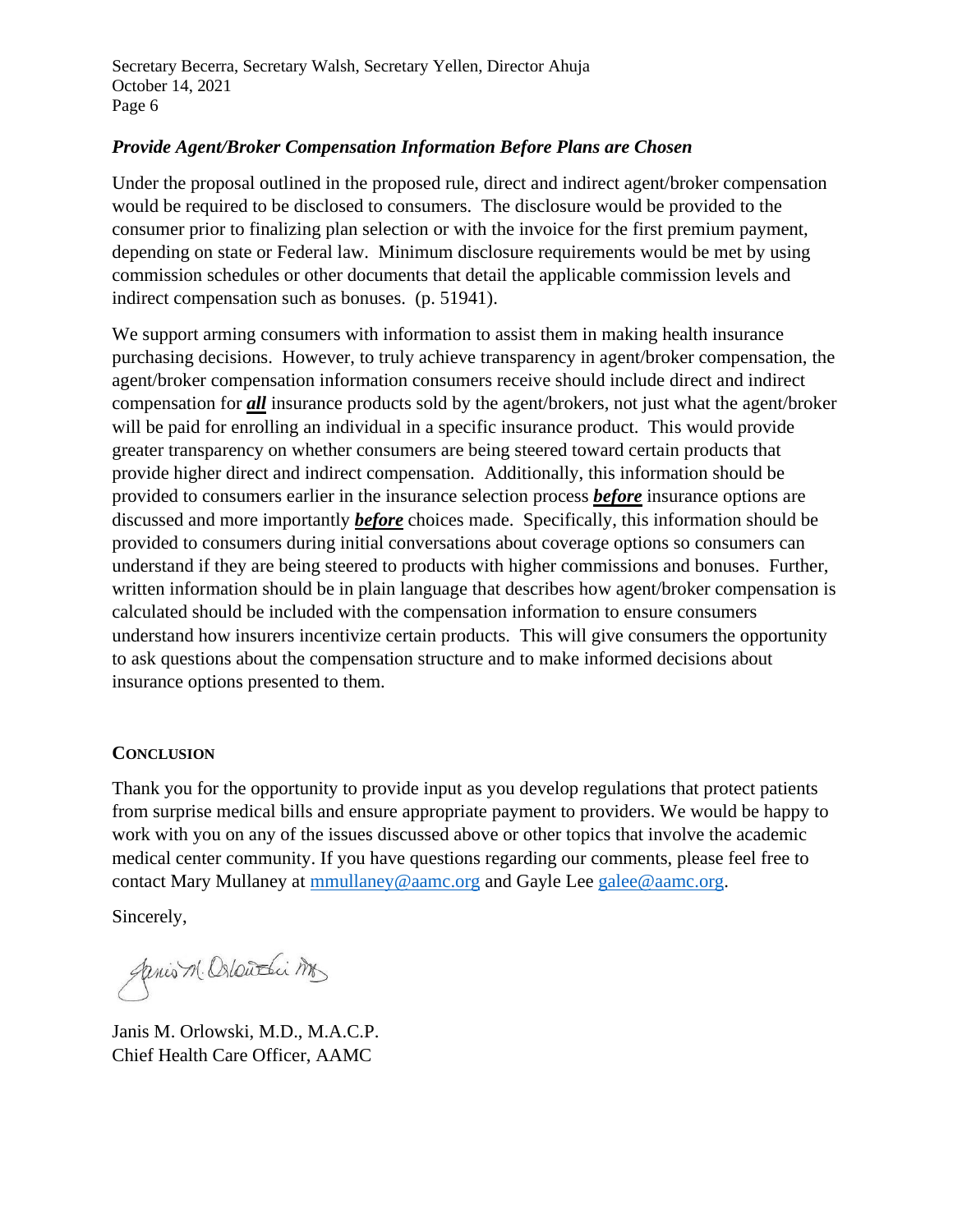### *Provide Agent/Broker Compensation Information Before Plans are Chosen*

Under the proposal outlined in the proposed rule, direct and indirect agent/broker compensation would be required to be disclosed to consumers. The disclosure would be provided to the consumer prior to finalizing plan selection or with the invoice for the first premium payment, depending on state or Federal law. Minimum disclosure requirements would be met by using commission schedules or other documents that detail the applicable commission levels and indirect compensation such as bonuses. (p. 51941).

We support arming consumers with information to assist them in making health insurance purchasing decisions. However, to truly achieve transparency in agent/broker compensation, the agent/broker compensation information consumers receive should include direct and indirect compensation for ***all*** insurance products sold by the agent/brokers, not just what the agent/broker will be paid for enrolling an individual in a specific insurance product. This would provide greater transparency on whether consumers are being steered toward certain products that provide higher direct and indirect compensation. Additionally, this information should be provided to consumers earlier in the insurance selection process ***before*** insurance options are discussed and more importantly ***before*** choices made. Specifically, this information should be provided to consumers during initial conversations about coverage options so consumers can understand if they are being steered to products with higher commissions and bonuses. Further, written information should be in plain language that describes how agent/broker compensation is calculated should be included with the compensation information to ensure consumers understand how insurers incentivize certain products. This will give consumers the opportunity to ask questions about the compensation structure and to make informed decisions about insurance options presented to them.

## CONCLUSION

Thank you for the opportunity to provide input as you develop regulations that protect patients from surprise medical bills and ensure appropriate payment to providers. We would be happy to work with you on any of the issues discussed above or other topics that involve the academic medical center community. If you have questions regarding our comments, please feel free to contact Mary Mullaney at mmullaney@aamc.org and Gayle Lee galee@aamc.org.

Sincerely,

Janis M. Orlowski, M.D., M.A.C.P.
Chief Health Care Officer, AAMC